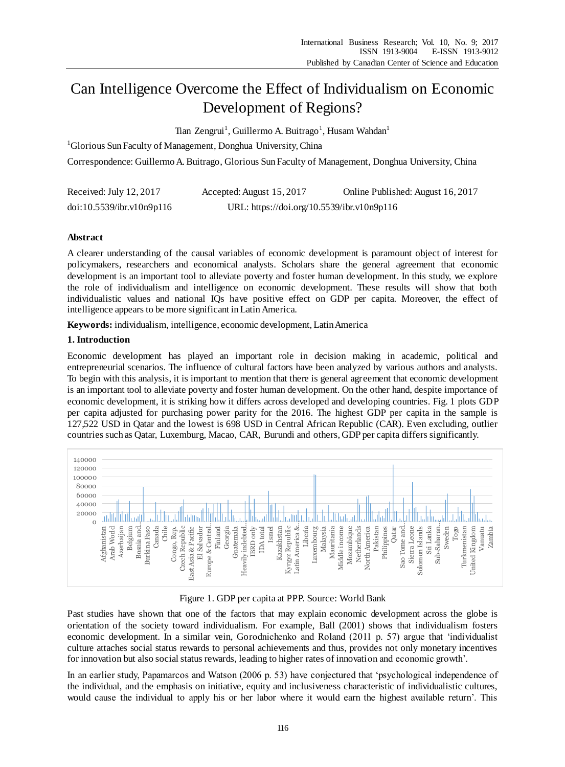# Can Intelligence Overcome the Effect of Individualism on Economic Development of Regions?

Tian Zengrui[1], Guillermo A. Buitrago[1], Husam Wahdan[1]

[1]Glorious Sun Faculty of Management, Donghua University, China

Correspondence: Guillermo A. Buitrago, Glorious Sun Faculty of Management, Donghua University, China

Received: July 12, 2017 Accepted: August 15, 2017 Online Published: August 16, 2017

doi:10.5539/ibr.v10n9p116 URL: https://doi.org/10.5539/ibr.v10n9p116

## Abstract

A clearer understanding of the causal variables of economic development is paramount object of interest for policymakers, researchers and economical analysts. Scholars share the general agreement that economic development is an important tool to alleviate poverty and foster human development. In this study, we explore the role of individualism and intelligence on economic development. These results will show that both individualistic values and national IQs have positive effect on GDP per capita. Moreover, the effect of intelligence appears to be more significant in Latin America.

**Keywords:** individualism, intelligence, economic development, Latin America

## 1. Introduction

Economic development has played an important role in decision making in academic, political and entrepreneurial scenarios. The influence of cultural factors have been analyzed by various authors and analysts. To begin with this analysis, it is important to mention that there is general agreement that economic development is an important tool to alleviate poverty and foster human development. On the other hand, despite importance of economic development, it is striking how it differs across developed and developing countries. Fig. 1 plots GDP per capita adjusted for purchasing power parity for the 2016. The highest GDP per capita in the sample is 127,522 USD in Qatar and the lowest is 698 USD in Central African Republic (CAR). Even excluding, outlier countries such as Qatar, Luxemburg, Macao, CAR, Burundi and others, GDP per capita differs significantly.

Figure 1. GDP per capita at PPP. Source: World Bank

Past studies have shown that one of the factors that may explain economic development across the globe is orientation of the society toward individualism. For example, Ball (2001) shows that individualism fosters economic development. In a similar vein, Gorodnichenko and Roland (2011 p. 57) argue that 'individualist culture attaches social status rewards to personal achievements and thus, provides not only monetary incentives for innovation but also social status rewards, leading to higher rates of innovation and economic growth'.

In an earlier study, Papamarcos and Watson (2006 p. 53) have conjectured that 'psychological independence of the individual, and the emphasis on initiative, equity and inclusiveness characteristic of individualistic cultures, would cause the individual to apply his or her labor where it would earn the highest available return'. This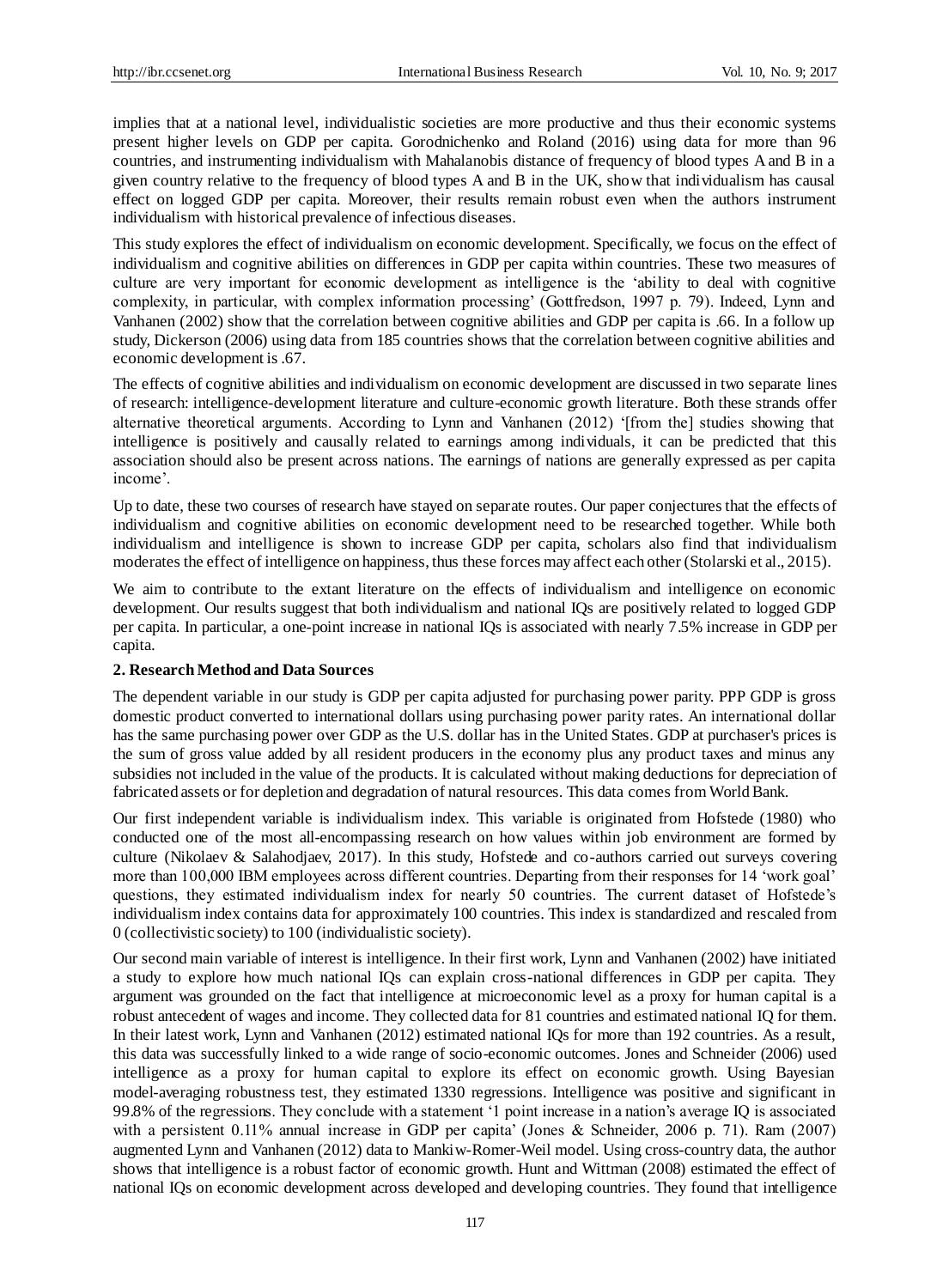implies that at a national level, individualistic societies are more productive and thus their economic systems present higher levels on GDP per capita. Gorodnichenko and Roland (2016) using data for more than 96 countries, and instrumenting individualism with Mahalanobis distance of frequency of blood types A and B in a given country relative to the frequency of blood types A and B in the UK, show that individualism has causal effect on logged GDP per capita. Moreover, their results remain robust even when the authors instrument individualism with historical prevalence of infectious diseases.

This study explores the effect of individualism on economic development. Specifically, we focus on the effect of individualism and cognitive abilities on differences in GDP per capita within countries. These two measures of culture are very important for economic development as intelligence is the 'ability to deal with cognitive complexity, in particular, with complex information processing' (Gottfredson, 1997 p. 79). Indeed, Lynn and Vanhanen (2002) show that the correlation between cognitive abilities and GDP per capita is .66. In a follow up study, Dickerson (2006) using data from 185 countries shows that the correlation between cognitive abilities and economic development is .67.

The effects of cognitive abilities and individualism on economic development are discussed in two separate lines of research: intelligence-development literature and culture-economic growth literature. Both these strands offer alternative theoretical arguments. According to Lynn and Vanhanen (2012) '[from the] studies showing that intelligence is positively and causally related to earnings among individuals, it can be predicted that this association should also be present across nations. The earnings of nations are generally expressed as per capita income'.

Up to date, these two courses of research have stayed on separate routes. Our paper conjectures that the effects of individualism and cognitive abilities on economic development need to be researched together. While both individualism and intelligence is shown to increase GDP per capita, scholars also find that individualism moderates the effect of intelligence on happiness, thus these forces may affect each other (Stolarski et al., 2015).

We aim to contribute to the extant literature on the effects of individualism and intelligence on economic development. Our results suggest that both individualism and national IQs are positively related to logged GDP per capita. In particular, a one-point increase in national IQs is associated with nearly 7.5% increase in GDP per capita.

## 2. Research Method and Data Sources

The dependent variable in our study is GDP per capita adjusted for purchasing power parity. PPP GDP is gross domestic product converted to international dollars using purchasing power parity rates. An international dollar has the same purchasing power over GDP as the U.S. dollar has in the United States. GDP at purchaser's prices is the sum of gross value added by all resident producers in the economy plus any product taxes and minus any subsidies not included in the value of the products. It is calculated without making deductions for depreciation of fabricated assets or for depletion and degradation of natural resources. This data comes from World Bank.

Our first independent variable is individualism index. This variable is originated from Hofstede (1980) who conducted one of the most all-encompassing research on how values within job environment are formed by culture (Nikolaev & Salahodjaev, 2017). In this study, Hofstede and co-authors carried out surveys covering more than 100,000 IBM employees across different countries. Departing from their responses for 14 'work goal' questions, they estimated individualism index for nearly 50 countries. The current dataset of Hofstede's individualism index contains data for approximately 100 countries. This index is standardized and rescaled from 0 (collectivistic society) to 100 (individualistic society).

Our second main variable of interest is intelligence. In their first work, Lynn and Vanhanen (2002) have initiated a study to explore how much national IQs can explain cross-national differences in GDP per capita. They argument was grounded on the fact that intelligence at microeconomic level as a proxy for human capital is a robust antecedent of wages and income. They collected data for 81 countries and estimated national IQ for them. In their latest work, Lynn and Vanhanen (2012) estimated national IQs for more than 192 countries. As a result, this data was successfully linked to a wide range of socio-economic outcomes. Jones and Schneider (2006) used intelligence as a proxy for human capital to explore its effect on economic growth. Using Bayesian model-averaging robustness test, they estimated 1330 regressions. Intelligence was positive and significant in 99.8% of the regressions. They conclude with a statement '1 point increase in a nation's average IQ is associated with a persistent 0.11% annual increase in GDP per capita' (Jones & Schneider, 2006 p. 71). Ram (2007) augmented Lynn and Vanhanen (2012) data to Mankiw-Romer-Weil model. Using cross-country data, the author shows that intelligence is a robust factor of economic growth. Hunt and Wittman (2008) estimated the effect of national IQs on economic development across developed and developing countries. They found that intelligence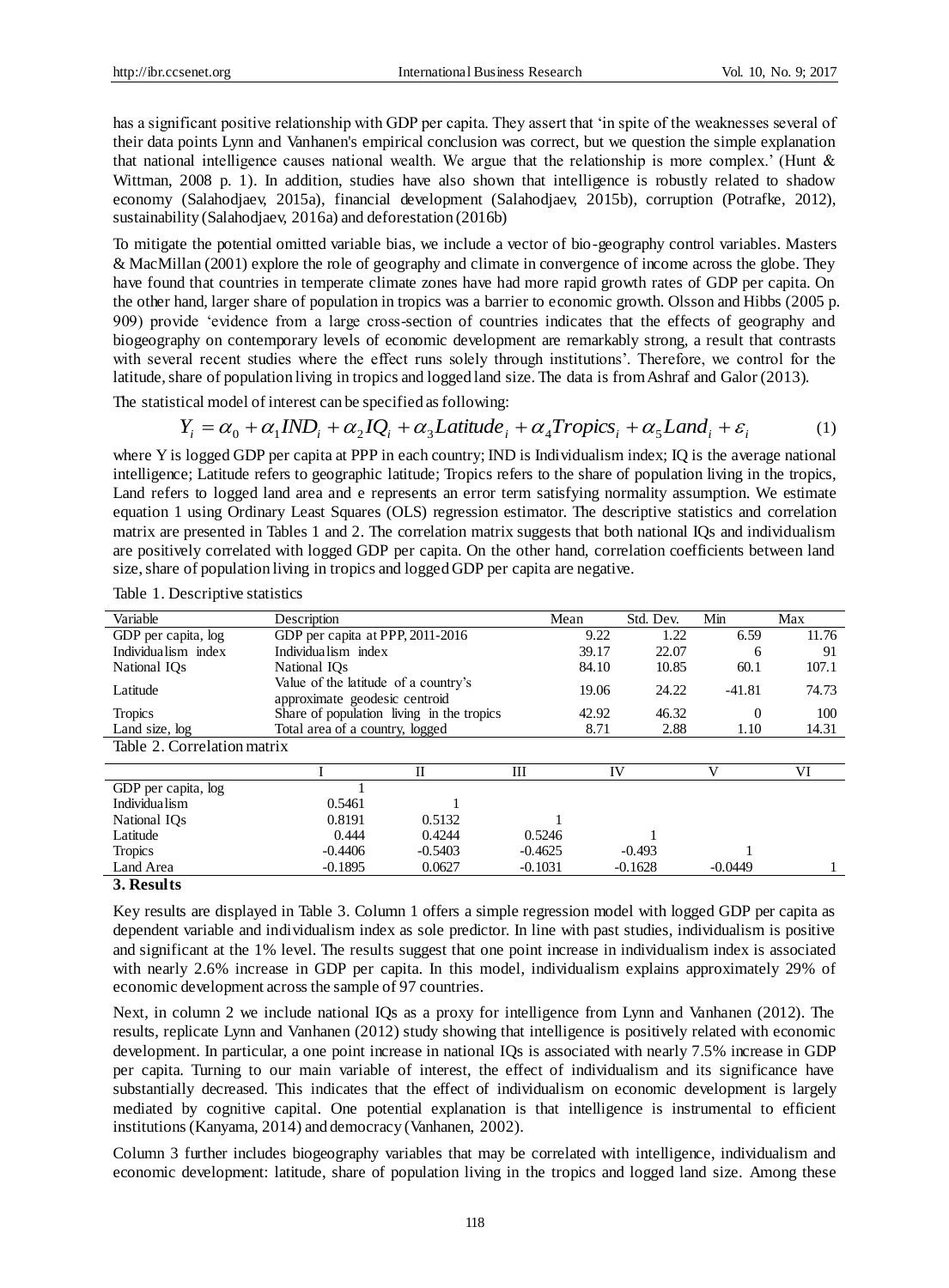has a significant positive relationship with GDP per capita. They assert that 'in spite of the weaknesses several of their data points Lynn and Vanhanen's empirical conclusion was correct, but we question the simple explanation that national intelligence causes national wealth. We argue that the relationship is more complex.' (Hunt & Wittman, 2008 p. 1). In addition, studies have also shown that intelligence is robustly related to shadow economy (Salahodjaev, 2015a), financial development (Salahodjaev, 2015b), corruption (Potrafke, 2012), sustainability (Salahodjaev, 2016a) and deforestation (2016b)

To mitigate the potential omitted variable bias, we include a vector of bio-geography control variables. Masters & MacMillan (2001) explore the role of geography and climate in convergence of income across the globe. They have found that countries in temperate climate zones have had more rapid growth rates of GDP per capita. On the other hand, larger share of population in tropics was a barrier to economic growth. Olsson and Hibbs (2005 p. 909) provide 'evidence from a large cross-section of countries indicates that the effects of geography and biogeography on contemporary levels of economic development are remarkably strong, a result that contrasts with several recent studies where the effect runs solely through institutions'. Therefore, we control for the latitude, share of population living in tropics and logged land size. The data is from Ashraf and Galor (2013).

The statistical model of interest can be specified as following:

$$Y_i = \alpha_0 + \alpha_1 IND_i + \alpha_2 IQ_i + \alpha_3 Latitude_i + \alpha_4 Tropics_i + \alpha_5 Land_i + \varepsilon_i \quad (1)$$

where Y is logged GDP per capita at PPP in each country; IND is Individualism index; IQ is the average national intelligence; Latitude refers to geographic latitude; Tropics refers to the share of population living in the tropics, Land refers to logged land area and e represents an error term satisfying normality assumption. We estimate equation 1 using Ordinary Least Squares (OLS) regression estimator. The descriptive statistics and correlation matrix are presented in Tables 1 and 2. The correlation matrix suggests that both national IQs and individualism are positively correlated with logged GDP per capita. On the other hand, correlation coefficients between land size, share of population living in tropics and logged GDP per capita are negative.

Table 1. Descriptive statistics

| Variable | Description | Mean | Std. Dev. | Min | Max |
|---|---|---|---|---|---|
| GDP per capita, log | GDP per capita at PPP, 2011-2016 | 9.22 | 1.22 | 6.59 | 11.76 |
| Individualism index | Individualism index | 39.17 | 22.07 | 6 | 91 |
| National IQs | National IQs | 84.10 | 10.85 | 60.1 | 107.1 |
| Latitude | Value of the latitude of a country's approximate geodesic centroid | 19.06 | 24.22 | -41.81 | 74.73 |
| Tropics | Share of population living in the tropics | 42.92 | 46.32 | 0 | 100 |
| Land size, log | Total area of a country, logged | 8.71 | 2.88 | 1.10 | 14.31 |

Table 2. Correlation matrix

| | I | II | III | IV | V | VI |
|---|---|---|---|---|---|---|
| GDP per capita, log | 1 | | | | | |
| Individualism | 0.5461 | 1 | | | | |
| National IQs | 0.8191 | 0.5132 | 1 | | | |
| Latitude | 0.444 | 0.4244 | 0.5246 | 1 | | |
| Tropics | -0.4406 | -0.5403 | -0.4625 | -0.493 | 1 | |
| Land Area | -0.1895 | 0.0627 | -0.1031 | -0.1628 | -0.0449 | 1 |

## 3. Results

Key results are displayed in Table 3. Column 1 offers a simple regression model with logged GDP per capita as dependent variable and individualism index as sole predictor. In line with past studies, individualism is positive and significant at the 1% level. The results suggest that one point increase in individualism index is associated with nearly 2.6% increase in GDP per capita. In this model, individualism explains approximately 29% of economic development across the sample of 97 countries.

Next, in column 2 we include national IQs as a proxy for intelligence from Lynn and Vanhanen (2012). The results, replicate Lynn and Vanhanen (2012) study showing that intelligence is positively related with economic development. In particular, a one point increase in national IQs is associated with nearly 7.5% increase in GDP per capita. Turning to our main variable of interest, the effect of individualism and its significance have substantially decreased. This indicates that the effect of individualism on economic development is largely mediated by cognitive capital. One potential explanation is that intelligence is instrumental to efficient institutions (Kanyama, 2014) and democracy (Vanhanen, 2002).

Column 3 further includes biogeography variables that may be correlated with intelligence, individualism and economic development: latitude, share of population living in the tropics and logged land size. Among these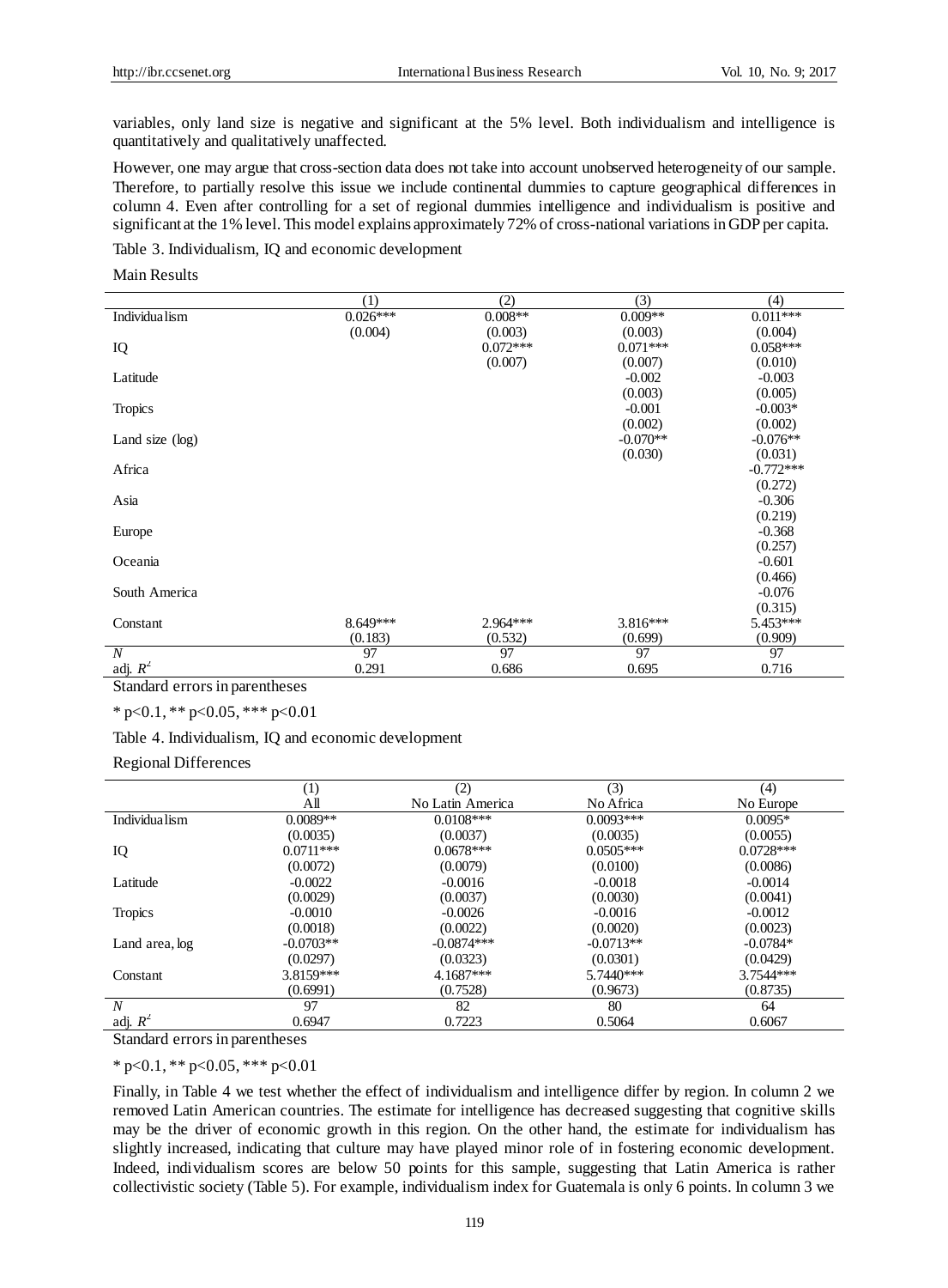variables, only land size is negative and significant at the 5% level. Both individualism and intelligence is quantitatively and qualitatively unaffected.

However, one may argue that cross-section data does not take into account unobserved heterogeneity of our sample. Therefore, to partially resolve this issue we include continental dummies to capture geographical differences in column 4. Even after controlling for a set of regional dummies intelligence and individualism is positive and significant at the 1% level. This model explains approximately 72% of cross-national variations in GDP per capita.

Table 3. Individualism, IQ and economic development

Main Results

| | (1) | (2) | (3) | (4) |
|---|---|---|---|---|
| Individualism | 0.026*** | 0.008** | 0.009** | 0.011*** |
| | (0.004) | (0.003) | (0.003) | (0.004) |
| IQ | | 0.072*** | 0.071*** | 0.058*** |
| | | (0.007) | (0.007) | (0.010) |
| Latitude | | | -0.002 | -0.003 |
| | | | (0.003) | (0.005) |
| Tropics | | | -0.001 | -0.003* |
| | | | (0.002) | (0.002) |
| Land size (log) | | | -0.070** | -0.076** |
| | | | (0.030) | (0.031) |
| Africa | | | | -0.772*** |
| | | | | (0.272) |
| Asia | | | | -0.306 |
| | | | | (0.219) |
| Europe | | | | -0.368 |
| | | | | (0.257) |
| Oceania | | | | -0.601 |
| | | | | (0.466) |
| South America | | | | -0.076 |
| | | | | (0.315) |
| Constant | 8.649*** | 2.964*** | 3.816*** | 5.453*** |
| | (0.183) | (0.532) | (0.699) | (0.909) |
| $N$ | 97 | 97 | 97 | 97 |
| adj. $R^2$ | 0.291 | 0.686 | 0.695 | 0.716 |

Standard errors in parentheses

* $p<0.1$, ** $p<0.05$, *** $p<0.01$

Table 4. Individualism, IQ and economic development

Regional Differences

| | (1) | (2) | (3) | (4) |
|---|---|---|---|---|
| | All | No Latin America | No Africa | No Europe |
| Individualism | 0.0089** | 0.0108*** | 0.0093*** | 0.0095* |
| | (0.0035) | (0.0037) | (0.0035) | (0.0055) |
| IQ | 0.0711*** | 0.0678*** | 0.0505*** | 0.0728*** |
| | (0.0072) | (0.0079) | (0.0100) | (0.0086) |
| Latitude | -0.0022 | -0.0016 | -0.0018 | -0.0014 |
| | (0.0029) | (0.0037) | (0.0030) | (0.0041) |
| Tropics | -0.0010 | -0.0026 | -0.0016 | -0.0012 |
| | (0.0018) | (0.0022) | (0.0020) | (0.0023) |
| Land area, log | -0.0703** | -0.0874*** | -0.0713** | -0.0784* |
| | (0.0297) | (0.0323) | (0.0301) | (0.0429) |
| Constant | 3.8159*** | 4.1687*** | 5.7440*** | 3.7544*** |
| | (0.6991) | (0.7528) | (0.9673) | (0.8735) |
| $N$ | 97 | 82 | 80 | 64 |
| adj. $R^2$ | 0.6947 | 0.7223 | 0.5064 | 0.6067 |

Standard errors in parentheses

* $p<0.1$, ** $p<0.05$, *** $p<0.01$

Finally, in Table 4 we test whether the effect of individualism and intelligence differ by region. In column 2 we removed Latin American countries. The estimate for intelligence has decreased suggesting that cognitive skills may be the driver of economic growth in this region. On the other hand, the estimate for individualism has slightly increased, indicating that culture may have played minor role of in fostering economic development. Indeed, individualism scores are below 50 points for this sample, suggesting that Latin America is rather collectivistic society (Table 5). For example, individualism index for Guatemala is only 6 points. In column 3 we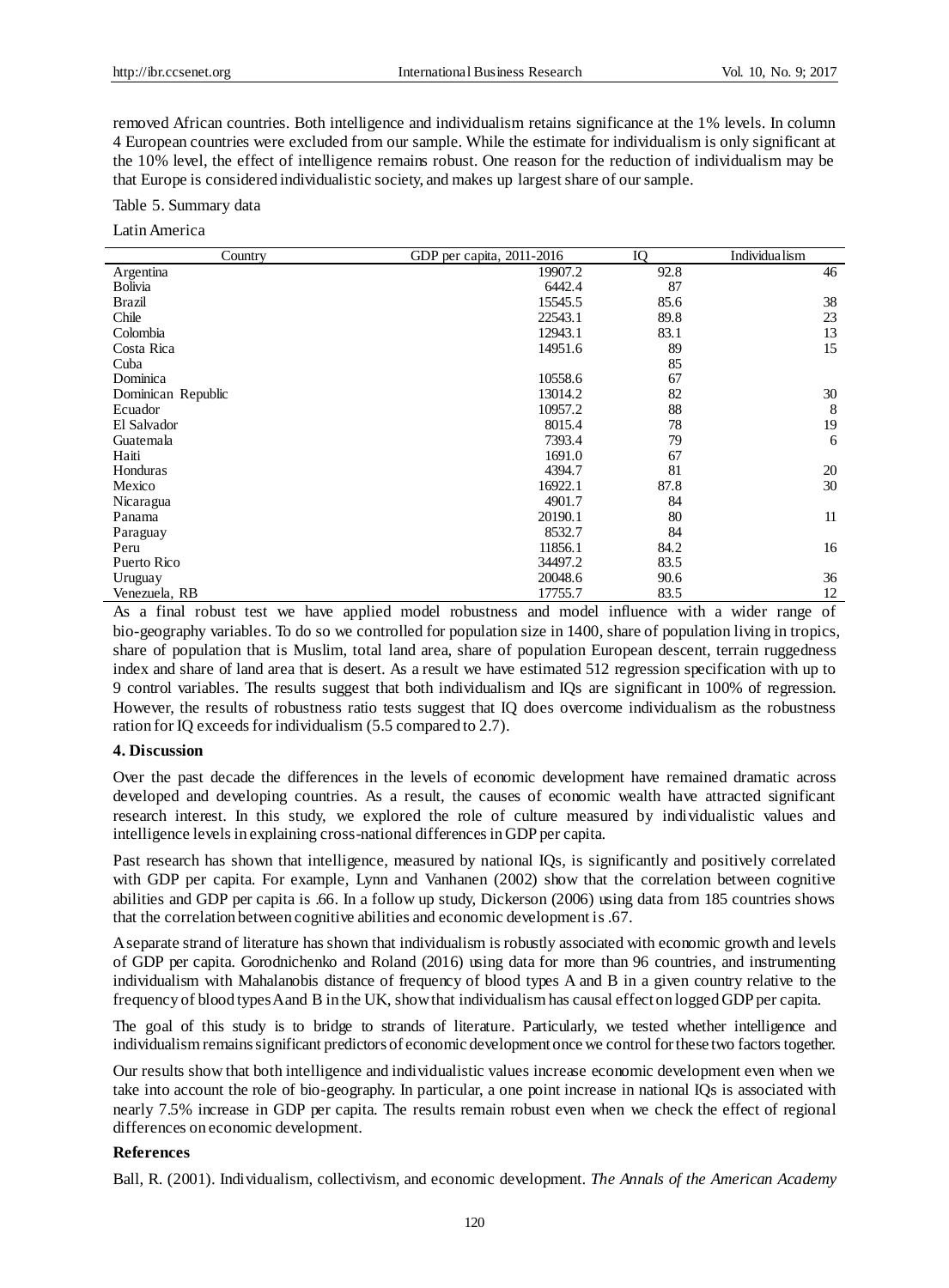removed African countries. Both intelligence and individualism retains significance at the 1% levels. In column 4 European countries were excluded from our sample. While the estimate for individualism is only significant at the 10% level, the effect of intelligence remains robust. One reason for the reduction of individualism may be that Europe is considered individualistic society, and makes up largest share of our sample.

Table 5. Summary data

Latin America

| Country | GDP per capita, 2011-2016 | IQ | Individualism |
|---|---|---|---|
| Argentina | 19907.2 | 92.8 | 46 |
| Bolivia | 6442.4 | 87 | |
| Brazil | 15545.5 | 85.6 | 38 |
| Chile | 22543.1 | 89.8 | 23 |
| Colombia | 12943.1 | 83.1 | 13 |
| Costa Rica | 14951.6 | 89 | 15 |
| Cuba | | 85 | |
| Dominica | 10558.6 | 67 | |
| Dominican Republic | 13014.2 | 82 | 30 |
| Ecuador | 10957.2 | 88 | 8 |
| El Salvador | 8015.4 | 78 | 19 |
| Guatemala | 7393.4 | 79 | 6 |
| Haiti | 1691.0 | 67 | |
| Honduras | 4394.7 | 81 | 20 |
| Mexico | 16922.1 | 87.8 | 30 |
| Nicaragua | 4901.7 | 84 | |
| Panama | 20190.1 | 80 | 11 |
| Paraguay | 8532.7 | 84 | |
| Peru | 11856.1 | 84.2 | 16 |
| Puerto Rico | 34497.2 | 83.5 | |
| Uruguay | 20048.6 | 90.6 | 36 |
| Venezuela, RB | 17755.7 | 83.5 | 12 |

As a final robust test we have applied model robustness and model influence with a wider range of bio-geography variables. To do so we controlled for population size in 1400, share of population living in tropics, share of population that is Muslim, total land area, share of population European descent, terrain ruggedness index and share of land area that is desert. As a result we have estimated 512 regression specification with up to 9 control variables. The results suggest that both individualism and IQs are significant in 100% of regression. However, the results of robustness ratio tests suggest that IQ does overcome individualism as the robustness ration for IQ exceeds for individualism (5.5 compared to 2.7).

## 4. Discussion

Over the past decade the differences in the levels of economic development have remained dramatic across developed and developing countries. As a result, the causes of economic wealth have attracted significant research interest. In this study, we explored the role of culture measured by individualistic values and intelligence levels in explaining cross-national differences in GDP per capita.

Past research has shown that intelligence, measured by national IQs, is significantly and positively correlated with GDP per capita. For example, Lynn and Vanhanen (2002) show that the correlation between cognitive abilities and GDP per capita is .66. In a follow up study, Dickerson (2006) using data from 185 countries shows that the correlation between cognitive abilities and economic development is .67.

A separate strand of literature has shown that individualism is robustly associated with economic growth and levels of GDP per capita. Gorodnichenko and Roland (2016) using data for more than 96 countries, and instrumenting individualism with Mahalanobis distance of frequency of blood types A and B in a given country relative to the frequency of blood types A and B in the UK, show that individualism has causal effect on logged GDP per capita.

The goal of this study is to bridge to strands of literature. Particularly, we tested whether intelligence and individualism remains significant predictors of economic development once we control for these two factors together.

Our results show that both intelligence and individualistic values increase economic development even when we take into account the role of bio-geography. In particular, a one point increase in national IQs is associated with nearly 7.5% increase in GDP per capita. The results remain robust even when we check the effect of regional differences on economic development.

## References

Ball, R. (2001). Individualism, collectivism, and economic development. *The Annals of the American Academy*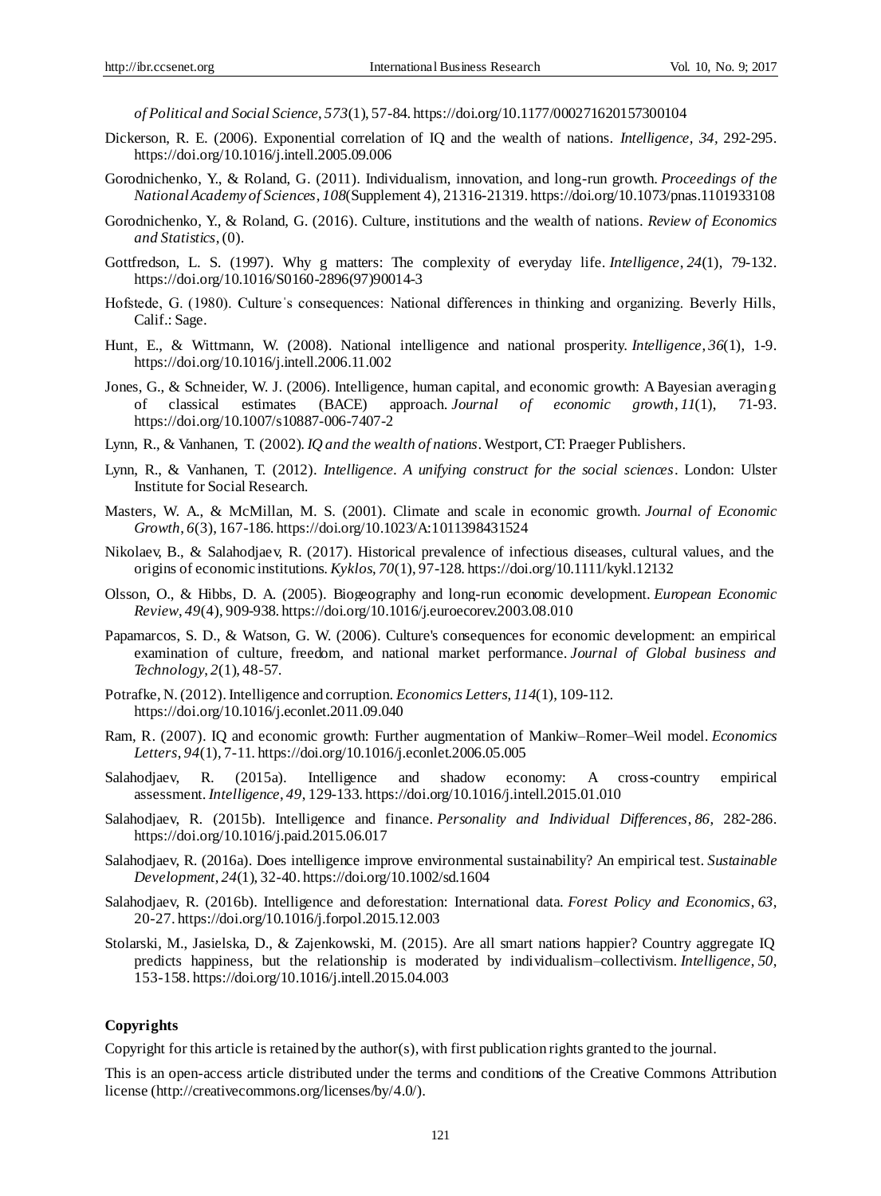*of Political and Social Science*, *573*(1), 57-84. https://doi.org/10.1177/000271620157300104

Dickerson, R. E. (2006). Exponential correlation of IQ and the wealth of nations. *Intelligence*, *34*, 292-295. https://doi.org/10.1016/j.intell.2005.09.006

Gorodnichenko, Y., & Roland, G. (2011). Individualism, innovation, and long-run growth. *Proceedings of the National Academy of Sciences*, *108*(Supplement 4), 21316-21319. https://doi.org/10.1073/pnas.1101933108

Gorodnichenko, Y., & Roland, G. (2016). Culture, institutions and the wealth of nations. *Review of Economics and Statistics*, (0).

Gottfredson, L. S. (1997). Why g matters: The complexity of everyday life. *Intelligence*, *24*(1), 79-132. https://doi.org/10.1016/S0160-2896(97)90014-3

Hofstede, G. (1980). Culture's consequences: National differences in thinking and organizing. Beverly Hills, Calif.: Sage.

Hunt, E., & Wittmann, W. (2008). National intelligence and national prosperity. *Intelligence*, *36*(1), 1-9. https://doi.org/10.1016/j.intell.2006.11.002

Jones, G., & Schneider, W. J. (2006). Intelligence, human capital, and economic growth: A Bayesian averaging of classical estimates (BACE) approach. *Journal of economic growth*, *11*(1), 71-93. https://doi.org/10.1007/s10887-006-7407-2

Lynn, R., & Vanhanen, T. (2002). *IQ and the wealth of nations*. Westport, CT: Praeger Publishers.

Lynn, R., & Vanhanen, T. (2012). *Intelligence. A unifying construct for the social sciences*. London: Ulster Institute for Social Research.

Masters, W. A., & McMillan, M. S. (2001). Climate and scale in economic growth. *Journal of Economic Growth*, *6*(3), 167-186. https://doi.org/10.1023/A:1011398431524

Nikolaev, B., & Salahodjaev, R. (2017). Historical prevalence of infectious diseases, cultural values, and the origins of economic institutions. *Kyklos*, *70*(1), 97-128. https://doi.org/10.1111/kykl.12132

Olsson, O., & Hibbs, D. A. (2005). Biogeography and long-run economic development. *European Economic Review*, *49*(4), 909-938. https://doi.org/10.1016/j.euroecorev.2003.08.010

Papamarcos, S. D., & Watson, G. W. (2006). Culture's consequences for economic development: an empirical examination of culture, freedom, and national market performance. *Journal of Global business and Technology*, *2*(1), 48-57.

Potrafke, N. (2012). Intelligence and corruption. *Economics Letters*, *114*(1), 109-112. https://doi.org/10.1016/j.econlet.2011.09.040

Ram, R. (2007). IQ and economic growth: Further augmentation of Mankiw–Romer–Weil model. *Economics Letters*, *94*(1), 7-11. https://doi.org/10.1016/j.econlet.2006.05.005

Salahodjaev, R. (2015a). Intelligence and shadow economy: A cross-country empirical assessment. *Intelligence*, *49*, 129-133. https://doi.org/10.1016/j.intell.2015.01.010

Salahodjaev, R. (2015b). Intelligence and finance. *Personality and Individual Differences*, *86*, 282-286. https://doi.org/10.1016/j.paid.2015.06.017

Salahodjaev, R. (2016a). Does intelligence improve environmental sustainability? An empirical test. *Sustainable Development*, *24*(1), 32-40. https://doi.org/10.1002/sd.1604

Salahodjaev, R. (2016b). Intelligence and deforestation: International data. *Forest Policy and Economics*, *63*, 20-27. https://doi.org/10.1016/j.forpol.2015.12.003

Stolarski, M., Jasielska, D., & Zajenkowski, M. (2015). Are all smart nations happier? Country aggregate IQ predicts happiness, but the relationship is moderated by individualism–collectivism. *Intelligence*, *50*, 153-158. https://doi.org/10.1016/j.intell.2015.04.003

**Copyrights**

Copyright for this article is retained by the author(s), with first publication rights granted to the journal.

This is an open-access article distributed under the terms and conditions of the Creative Commons Attribution license (http://creativecommons.org/licenses/by/4.0/).